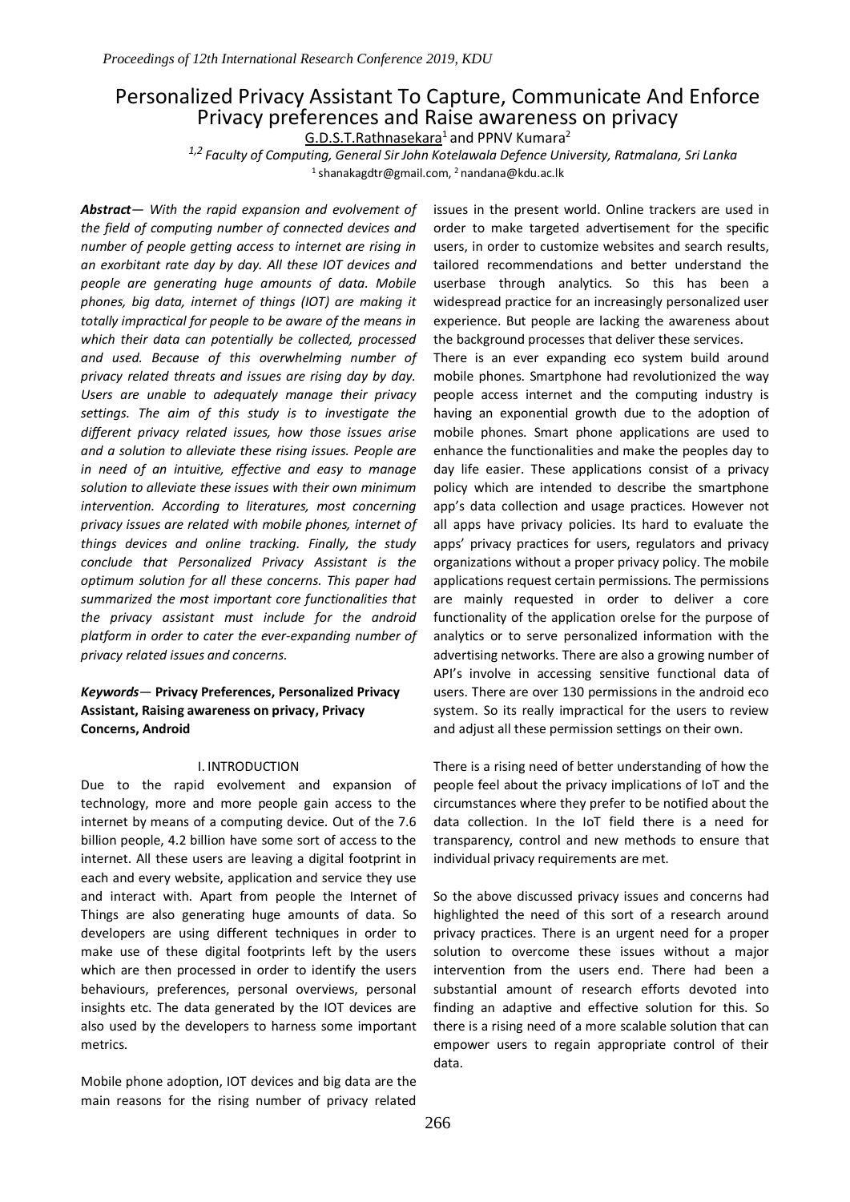# Personalized Privacy Assistant To Capture, Communicate And Enforce Privacy preferences and Raise awareness on privacy

G.D.S.T.Rathnasekara[1] and PPNV Kumara[2]

*[1,2] Faculty of Computing, General Sir John Kotelawala Defence University, Ratmalana, Sri Lanka*

[1] shanakagdtr@gmail.com, [2] nandana@kdu.ac.lk

***Abstract*** — *With the rapid expansion and evolvement of the field of computing number of connected devices and number of people getting access to internet are rising in an exorbitant rate day by day. All these IOT devices and people are generating huge amounts of data. Mobile phones, big data, internet of things (IOT) are making it totally impractical for people to be aware of the means in which their data can potentially be collected, processed and used. Because of this overwhelming number of privacy related threats and issues are rising day by day. Users are unable to adequately manage their privacy settings. The aim of this study is to investigate the different privacy related issues, how those issues arise and a solution to alleviate these rising issues. People are in need of an intuitive, effective and easy to manage solution to alleviate these issues with their own minimum intervention. According to literatures, most concerning privacy issues are related with mobile phones, internet of things devices and online tracking. Finally, the study conclude that Personalized Privacy Assistant is the optimum solution for all these concerns. This paper had summarized the most important core functionalities that the privacy assistant must include for the android platform in order to cater the ever-expanding number of privacy related issues and concerns.*

***Keywords*** — **Privacy Preferences, Personalized Privacy Assistant, Raising awareness on privacy, Privacy Concerns, Android**

## I. INTRODUCTION

Due to the rapid evolvement and expansion of technology, more and more people gain access to the internet by means of a computing device. Out of the 7.6 billion people, 4.2 billion have some sort of access to the internet. All these users are leaving a digital footprint in each and every website, application and service they use and interact with. Apart from people the Internet of Things are also generating huge amounts of data. So developers are using different techniques in order to make use of these digital footprints left by the users which are then processed in order to identify the users behaviours, preferences, personal overviews, personal insights etc. The data generated by the IOT devices are also used by the developers to harness some important metrics.

Mobile phone adoption, IOT devices and big data are the main reasons for the rising number of privacy related issues in the present world. Online trackers are used in order to make targeted advertisement for the specific users, in order to customize websites and search results, tailored recommendations and better understand the userbase through analytics. So this has been a widespread practice for an increasingly personalized user experience. But people are lacking the awareness about the background processes that deliver these services.

There is an ever expanding eco system build around mobile phones. Smartphone had revolutionized the way people access internet and the computing industry is having an exponential growth due to the adoption of mobile phones. Smart phone applications are used to enhance the functionalities and make the peoples day to day life easier. These applications consist of a privacy policy which are intended to describe the smartphone app's data collection and usage practices. However not all apps have privacy policies. Its hard to evaluate the apps' privacy practices for users, regulators and privacy organizations without a proper privacy policy. The mobile applications request certain permissions. The permissions are mainly requested in order to deliver a core functionality of the application orelse for the purpose of analytics or to serve personalized information with the advertising networks. There are also a growing number of API's involve in accessing sensitive functional data of users. There are over 130 permissions in the android eco system. So its really impractical for the users to review and adjust all these permission settings on their own.

There is a rising need of better understanding of how the people feel about the privacy implications of IoT and the circumstances where they prefer to be notified about the data collection. In the IoT field there is a need for transparency, control and new methods to ensure that individual privacy requirements are met.

So the above discussed privacy issues and concerns had highlighted the need of this sort of a research around privacy practices. There is an urgent need for a proper solution to overcome these issues without a major intervention from the users end. There had been a substantial amount of research efforts devoted into finding an adaptive and effective solution for this. So there is a rising need of a more scalable solution that can empower users to regain appropriate control of their data.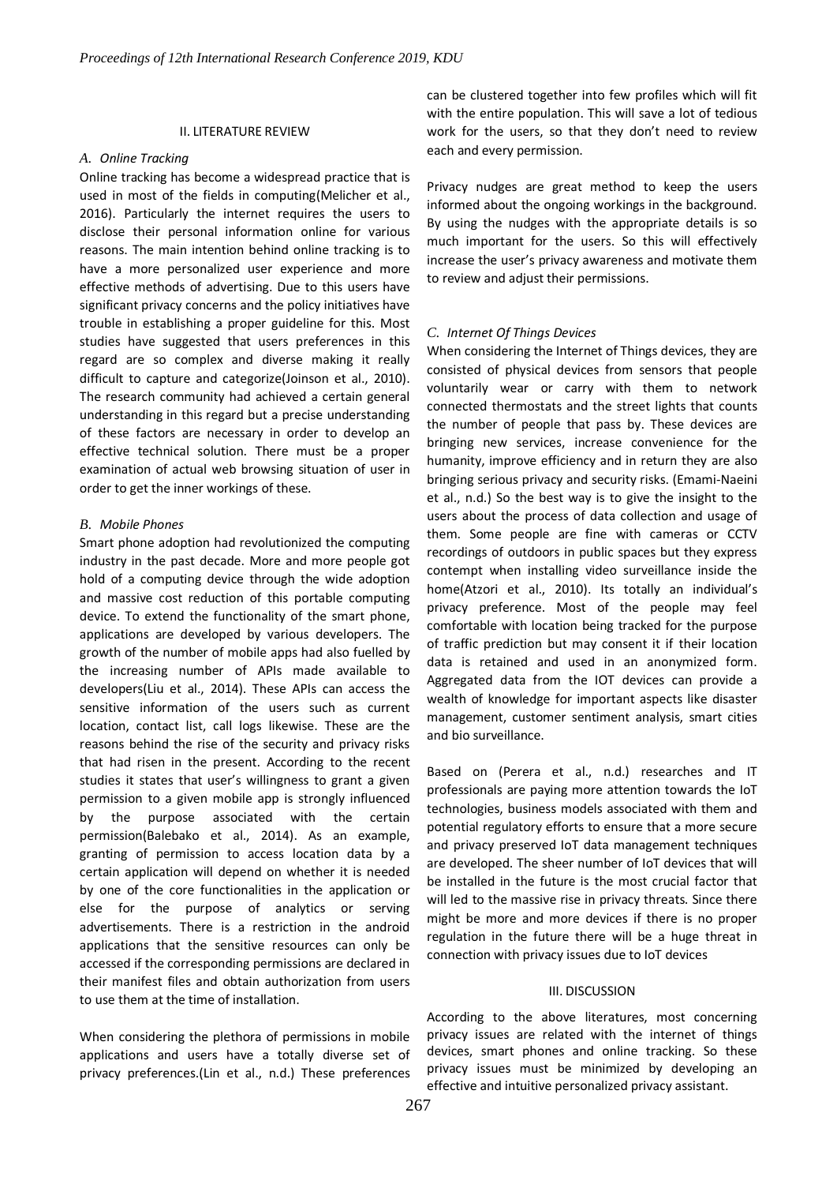## II. LITERATURE REVIEW

### *A. Online Tracking*

Online tracking has become a widespread practice that is used in most of the fields in computing(Melicher et al., 2016). Particularly the internet requires the users to disclose their personal information online for various reasons. The main intention behind online tracking is to have a more personalized user experience and more effective methods of advertising. Due to this users have significant privacy concerns and the policy initiatives have trouble in establishing a proper guideline for this. Most studies have suggested that users preferences in this regard are so complex and diverse making it really difficult to capture and categorize(Joinson et al., 2010). The research community had achieved a certain general understanding in this regard but a precise understanding of these factors are necessary in order to develop an effective technical solution. There must be a proper examination of actual web browsing situation of user in order to get the inner workings of these.

### *B. Mobile Phones*

Smart phone adoption had revolutionized the computing industry in the past decade. More and more people got hold of a computing device through the wide adoption and massive cost reduction of this portable computing device. To extend the functionality of the smart phone, applications are developed by various developers. The growth of the number of mobile apps had also fuelled by the increasing number of APIs made available to developers(Liu et al., 2014). These APIs can access the sensitive information of the users such as current location, contact list, call logs likewise. These are the reasons behind the rise of the security and privacy risks that had risen in the present. According to the recent studies it states that user's willingness to grant a given permission to a given mobile app is strongly influenced by the purpose associated with the certain permission(Balebako et al., 2014). As an example, granting of permission to access location data by a certain application will depend on whether it is needed by one of the core functionalities in the application or else for the purpose of analytics or serving advertisements. There is a restriction in the android applications that the sensitive resources can only be accessed if the corresponding permissions are declared in their manifest files and obtain authorization from users to use them at the time of installation.

When considering the plethora of permissions in mobile applications and users have a totally diverse set of privacy preferences.(Lin et al., n.d.) These preferences can be clustered together into few profiles which will fit with the entire population. This will save a lot of tedious work for the users, so that they don't need to review each and every permission.

Privacy nudges are great method to keep the users informed about the ongoing workings in the background. By using the nudges with the appropriate details is so much important for the users. So this will effectively increase the user's privacy awareness and motivate them to review and adjust their permissions.

### *C. Internet Of Things Devices*

When considering the Internet of Things devices, they are consisted of physical devices from sensors that people voluntarily wear or carry with them to network connected thermostats and the street lights that counts the number of people that pass by. These devices are bringing new services, increase convenience for the humanity, improve efficiency and in return they are also bringing serious privacy and security risks. (Emami-Naeini et al., n.d.) So the best way is to give the insight to the users about the process of data collection and usage of them. Some people are fine with cameras or CCTV recordings of outdoors in public spaces but they express contempt when installing video surveillance inside the home(Atzori et al., 2010). Its totally an individual's privacy preference. Most of the people may feel comfortable with location being tracked for the purpose of traffic prediction but may consent it if their location data is retained and used in an anonymized form. Aggregated data from the IOT devices can provide a wealth of knowledge for important aspects like disaster management, customer sentiment analysis, smart cities and bio surveillance.

Based on (Perera et al., n.d.) researches and IT professionals are paying more attention towards the IoT technologies, business models associated with them and potential regulatory efforts to ensure that a more secure and privacy preserved IoT data management techniques are developed. The sheer number of IoT devices that will be installed in the future is the most crucial factor that will led to the massive rise in privacy threats. Since there might be more and more devices if there is no proper regulation in the future there will be a huge threat in connection with privacy issues due to IoT devices

## III. DISCUSSION

According to the above literatures, most concerning privacy issues are related with the internet of things devices, smart phones and online tracking. So these privacy issues must be minimized by developing an effective and intuitive personalized privacy assistant.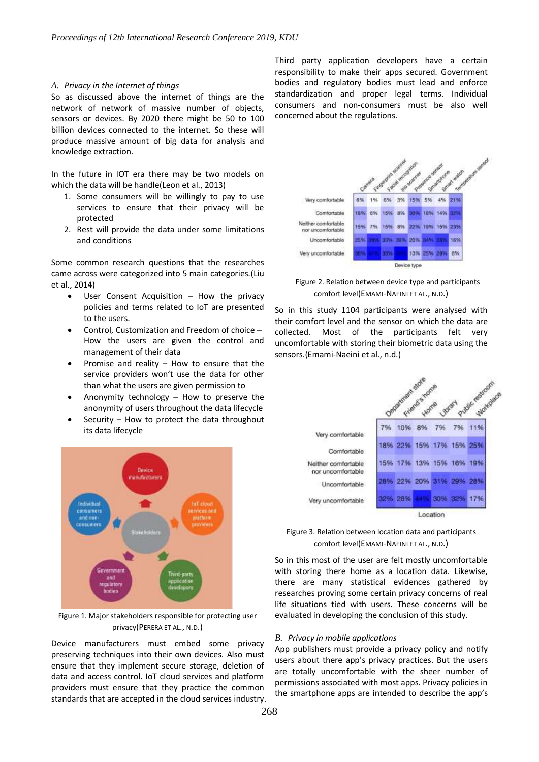### A. Privacy in the Internet of things

So as discussed above the internet of things are the network of network of massive number of objects, sensors or devices. By 2020 there might be 50 to 100 billion devices connected to the internet. So these will produce massive amount of big data for analysis and knowledge extraction.

In the future in IOT era there may be two models on which the data will be handle(Leon et al., 2013)

1. Some consumers will be willingly to pay to use services to ensure that their privacy will be protected
2. Rest will provide the data under some limitations and conditions

Some common research questions that the researches came across were categorized into 5 main categories.(Liu et al., 2014)

- User Consent Acquisition – How the privacy policies and terms related to IoT are presented to the users.
- Control, Customization and Freedom of choice – How the users are given the control and management of their data
- Promise and reality – How to ensure that the service providers won't use the data for other than what the users are given permission to
- Anonymity technology – How to preserve the anonymity of users throughout the data lifecycle
- Security – How to protect the data throughout its data lifecycle

Figure 1. Major stakeholders responsible for protecting user privacy(PERERA ET AL., N.D.)

Device manufacturers must embed some privacy preserving techniques into their own devices. Also must ensure that they implement secure storage, deletion of data and access control. IoT cloud services and platform providers must ensure that they practice the common standards that are accepted in the cloud services industry. Third party application developers have a certain responsibility to make their apps secured. Government bodies and regulatory bodies must lead and enforce standardization and proper legal terms. Individual consumers and non-consumers must be also well concerned about the regulations.

| | Camera | Fingerprint scanner | Facial recognition | Iris scanner | Presence sensor | Smartphone | Smart watch | Temperature sensor |
|---|---|---|---|---|---|---|---|---|
| Very comfortable | 6% | 1% | 6% | 3% | 15% | 5% | 4% | 21% |
| Comfortable | 18% | 6% | 15% | 8% | 30% | 18% | 14% | 32% |
| Neither comfortable nor uncomfortable | 15% | 7% | 15% | 8% | 22% | 19% | 15% | 23% |
| Uncomfortable | 25% | 39% | 30% | 30% | 20% | 34% | 38% | 16% |
| Very uncomfortable | 36% | 47% | 35% | 51% | 13% | 25% | 29% | 8% |

Device type

Figure 2. Relation between device type and participants comfort level(EMAMI-NAEINI ET AL., N.D.)

So in this study 1104 participants were analysed with their comfort level and the sensor on which the data are collected. Most of the participants felt very uncomfortable with storing their biometric data using the sensors.(Emami-Naeini et al., n.d.)

| | Department store | Friend's home | Home | Library | Public restroom | Workplace |
|---|---|---|---|---|---|---|
| Very comfortable | 7% | 10% | 8% | 7% | 7% | 11% |
| Comfortable | 18% | 22% | 15% | 17% | 15% | 25% |
| Neither comfortable nor uncomfortable | 15% | 17% | 13% | 15% | 16% | 19% |
| Uncomfortable | 28% | 22% | 20% | 31% | 29% | 28% |
| Very uncomfortable | 32% | 28% | 44% | 30% | 32% | 17% |

Location

Figure 3. Relation between location data and participants comfort level(EMAMI-NAEINI ET AL., N.D.)

So in this most of the user are felt mostly uncomfortable with storing there home as a location data. Likewise, there are many statistical evidences gathered by researches proving some certain privacy concerns of real life situations tied with users. These concerns will be evaluated in developing the conclusion of this study.

### B. Privacy in mobile applications

App publishers must provide a privacy policy and notify users about there app's privacy practices. But the users are totally uncomfortable with the sheer number of permissions associated with most apps. Privacy policies in the smartphone apps are intended to describe the app's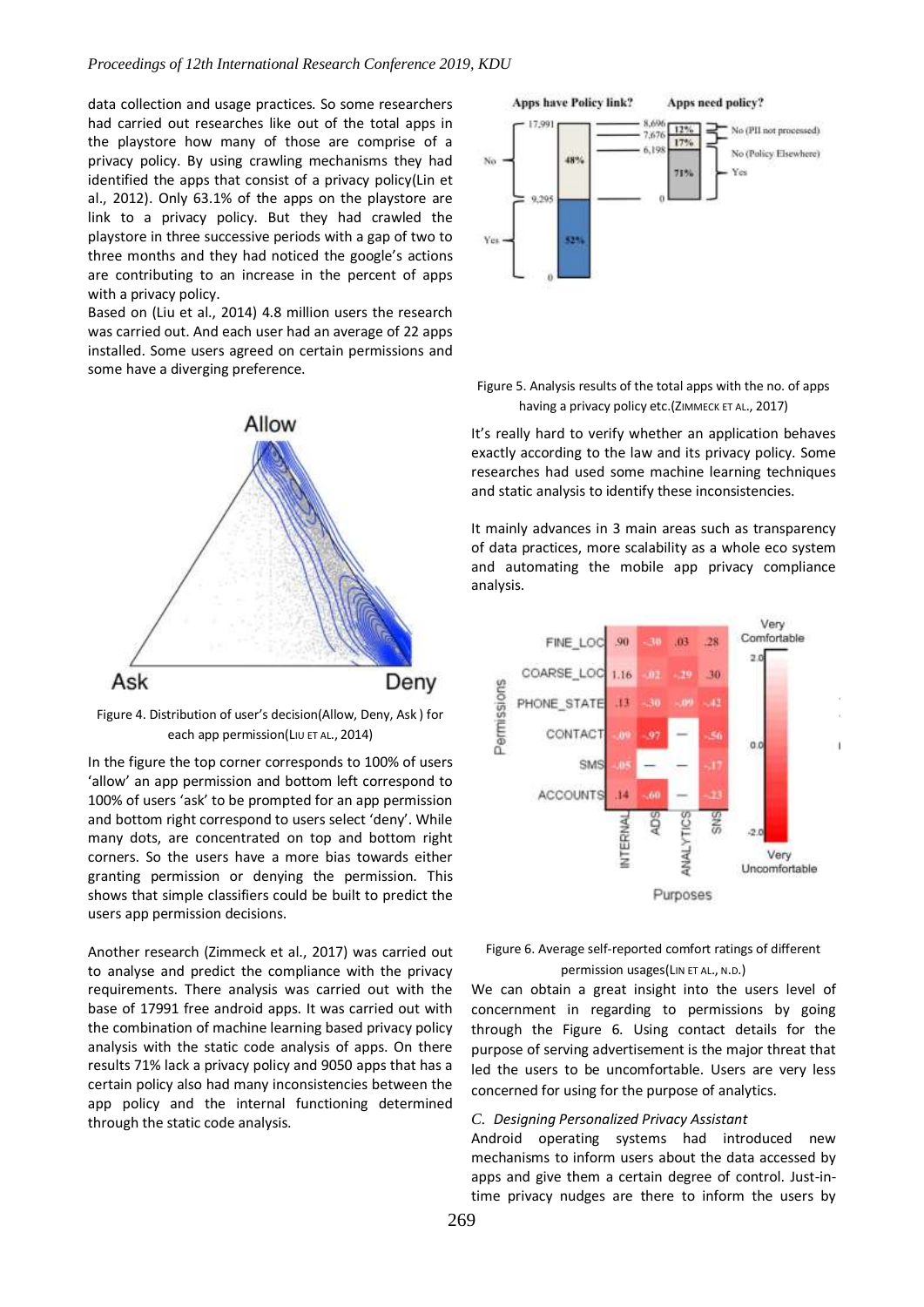data collection and usage practices. So some researchers had carried out researches like out of the total apps in the playstore how many of those are comprise of a privacy policy. By using crawling mechanisms they had identified the apps that consist of a privacy policy(Lin et al., 2012). Only 63.1% of the apps on the playstore are link to a privacy policy. But they had crawled the playstore in three successive periods with a gap of two to three months and they had noticed the google's actions are contributing to an increase in the percent of apps with a privacy policy.

Based on (Liu et al., 2014) 4.8 million users the research was carried out. And each user had an average of 22 apps installed. Some users agreed on certain permissions and some have a diverging preference.

Figure 4. Distribution of user's decision(Allow, Deny, Ask ) for each app permission(LIU ET AL., 2014)

In the figure the top corner corresponds to 100% of users 'allow' an app permission and bottom left correspond to 100% of users 'ask' to be prompted for an app permission and bottom right correspond to users select 'deny'. While many dots, are concentrated on top and bottom right corners. So the users have a more bias towards either granting permission or denying the permission. This shows that simple classifiers could be built to predict the users app permission decisions.

Another research (Zimmeck et al., 2017) was carried out to analyse and predict the compliance with the privacy requirements. There analysis was carried out with the base of 17991 free android apps. It was carried out with the combination of machine learning based privacy policy analysis with the static code analysis of apps. On there results 71% lack a privacy policy and 9050 apps that has a certain policy also had many inconsistencies between the app policy and the internal functioning determined through the static code analysis.

Figure 5. Analysis results of the total apps with the no. of apps having a privacy policy etc.(ZIMMECK ET AL., 2017)

It's really hard to verify whether an application behaves exactly according to the law and its privacy policy. Some researches had used some machine learning techniques and static analysis to identify these inconsistencies.

It mainly advances in 3 main areas such as transparency of data practices, more scalability as a whole eco system and automating the mobile app privacy compliance analysis.

Figure 6. Average self-reported comfort ratings of different permission usages(LIN ET AL., N.D.)

We can obtain a great insight into the users level of concernment in regarding to permissions by going through the Figure 6. Using contact details for the purpose of serving advertisement is the major threat that led the users to be uncomfortable. Users are very less concerned for using for the purpose of analytics.

### C. Designing Personalized Privacy Assistant

Android operating systems had introduced new mechanisms to inform users about the data accessed by apps and give them a certain degree of control. Just-in-time privacy nudges are there to inform the users by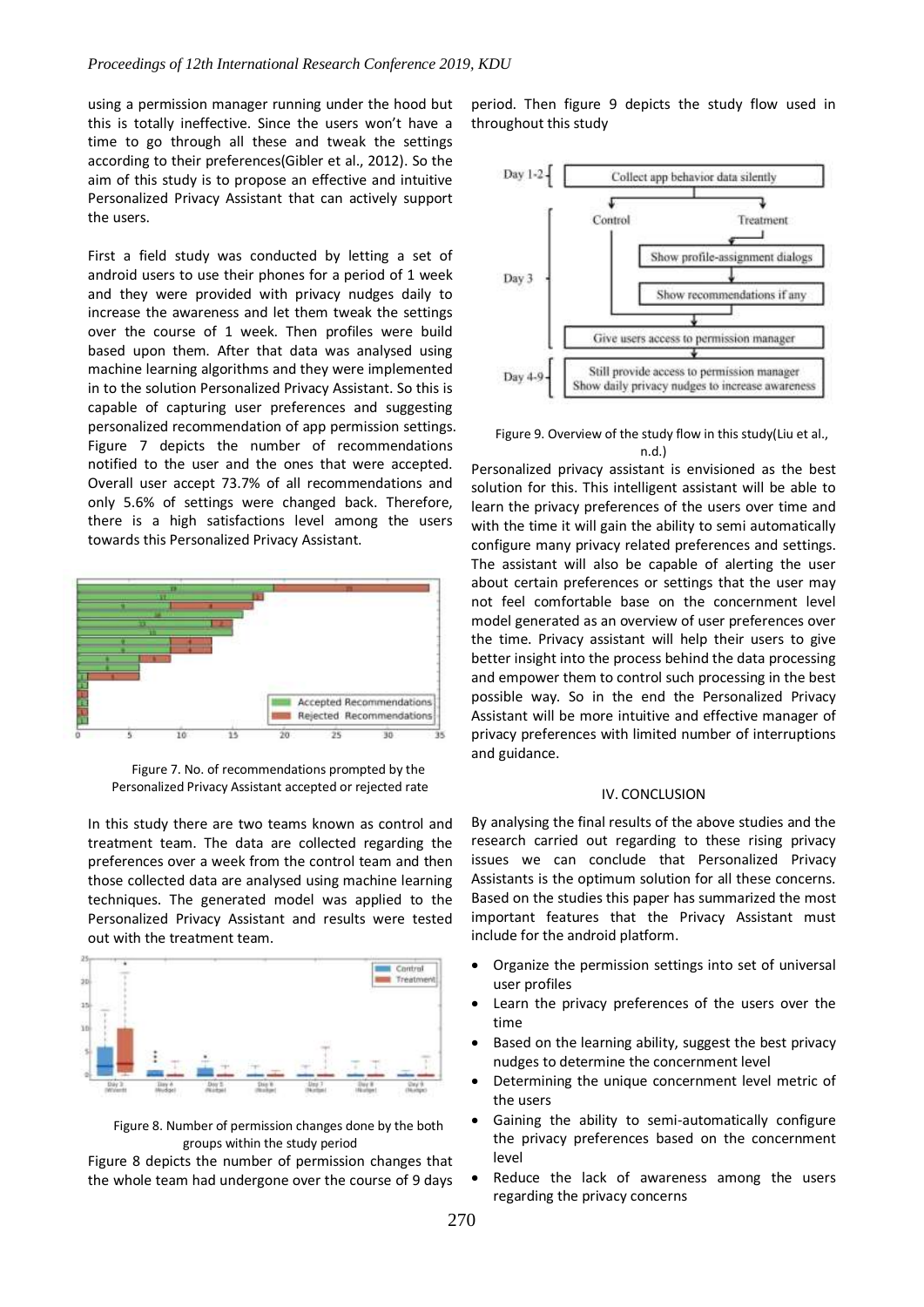using a permission manager running under the hood but this is totally ineffective. Since the users won't have a time to go through all these and tweak the settings according to their preferences(Gibler et al., 2012). So the aim of this study is to propose an effective and intuitive Personalized Privacy Assistant that can actively support the users.

First a field study was conducted by letting a set of android users to use their phones for a period of 1 week and they were provided with privacy nudges daily to increase the awareness and let them tweak the settings over the course of 1 week. Then profiles were build based upon them. After that data was analysed using machine learning algorithms and they were implemented in to the solution Personalized Privacy Assistant. So this is capable of capturing user preferences and suggesting personalized recommendation of app permission settings. Figure 7 depicts the number of recommendations notified to the user and the ones that were accepted. Overall user accept 73.7% of all recommendations and only 5.6% of settings were changed back. Therefore, there is a high satisfactions level among the users towards this Personalized Privacy Assistant.

Figure 7. No. of recommendations prompted by the Personalized Privacy Assistant accepted or rejected rate

In this study there are two teams known as control and treatment team. The data are collected regarding the preferences over a week from the control team and then those collected data are analysed using machine learning techniques. The generated model was applied to the Personalized Privacy Assistant and results were tested out with the treatment team.

Figure 8. Number of permission changes done by the both groups within the study period

Figure 8 depicts the number of permission changes that the whole team had undergone over the course of 9 days period. Then figure 9 depicts the study flow used in throughout this study

Figure 9. Overview of the study flow in this study(Liu et al., n.d.)

Personalized privacy assistant is envisioned as the best solution for this. This intelligent assistant will be able to learn the privacy preferences of the users over time and with the time it will gain the ability to semi automatically configure many privacy related preferences and settings. The assistant will also be capable of alerting the user about certain preferences or settings that the user may not feel comfortable base on the concernment level model generated as an overview of user preferences over the time. Privacy assistant will help their users to give better insight into the process behind the data processing and empower them to control such processing in the best possible way. So in the end the Personalized Privacy Assistant will be more intuitive and effective manager of privacy preferences with limited number of interruptions and guidance.

## IV. CONCLUSION

By analysing the final results of the above studies and the research carried out regarding to these rising privacy issues we can conclude that Personalized Privacy Assistants is the optimum solution for all these concerns. Based on the studies this paper has summarized the most important features that the Privacy Assistant must include for the android platform.

- Organize the permission settings into set of universal user profiles
- Learn the privacy preferences of the users over the time
- Based on the learning ability, suggest the best privacy nudges to determine the concernment level
- Determining the unique concernment level metric of the users
- Gaining the ability to semi-automatically configure the privacy preferences based on the concernment level
- Reduce the lack of awareness among the users regarding the privacy concerns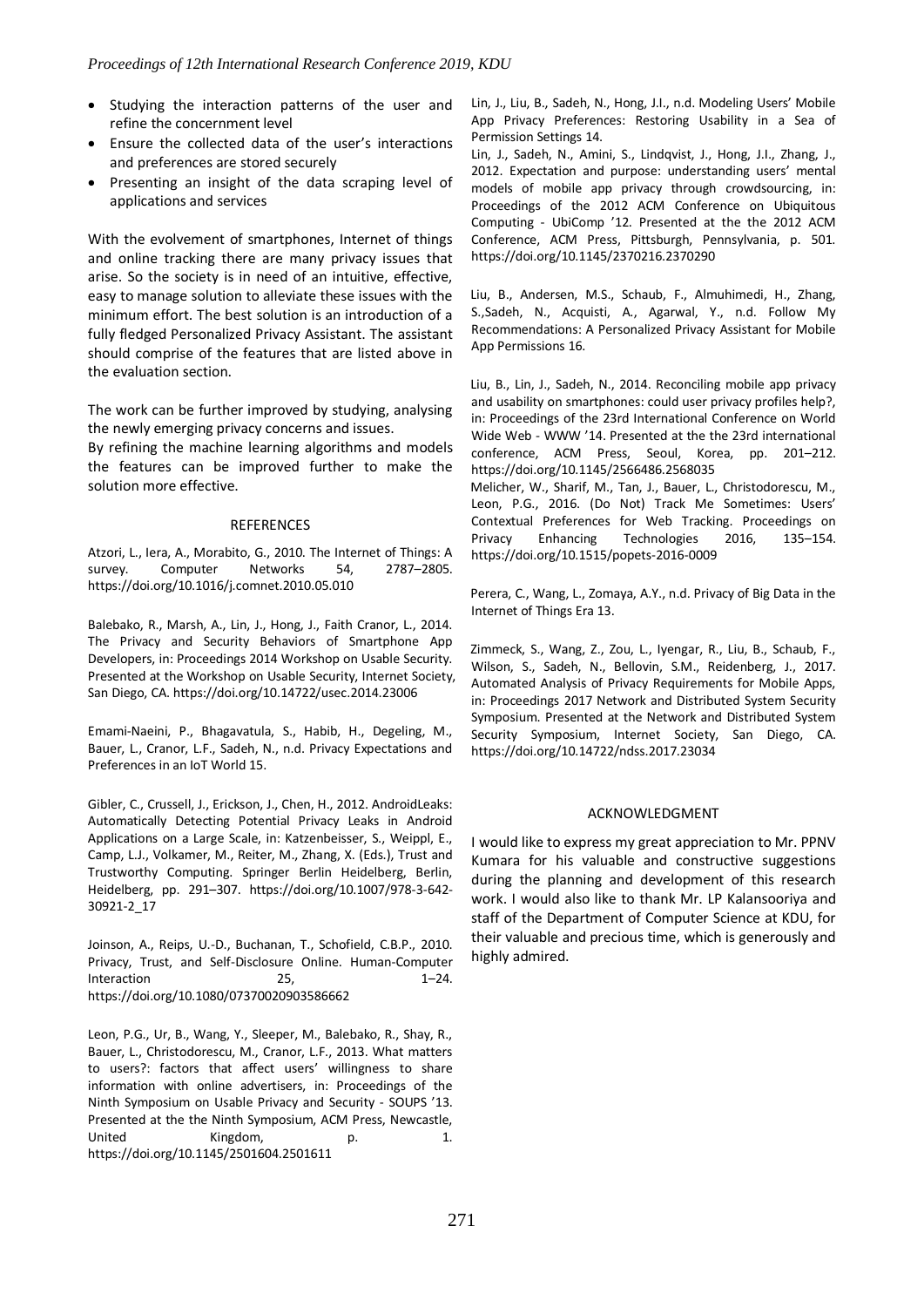- Studying the interaction patterns of the user and refine the concernment level
- Ensure the collected data of the user's interactions and preferences are stored securely
- Presenting an insight of the data scraping level of applications and services

With the evolvement of smartphones, Internet of things and online tracking there are many privacy issues that arise. So the society is in need of an intuitive, effective, easy to manage solution to alleviate these issues with the minimum effort. The best solution is an introduction of a fully fledged Personalized Privacy Assistant. The assistant should comprise of the features that are listed above in the evaluation section.

The work can be further improved by studying, analysing the newly emerging privacy concerns and issues.

By refining the machine learning algorithms and models the features can be improved further to make the solution more effective.

## REFERENCES

Atzori, L., Iera, A., Morabito, G., 2010. The Internet of Things: A survey. Computer Networks 54, 2787–2805. https://doi.org/10.1016/j.comnet.2010.05.010

Balebako, R., Marsh, A., Lin, J., Hong, J., Faith Cranor, L., 2014. The Privacy and Security Behaviors of Smartphone App Developers, in: Proceedings 2014 Workshop on Usable Security. Presented at the Workshop on Usable Security, Internet Society, San Diego, CA. https://doi.org/10.14722/usec.2014.23006

Emami-Naeini, P., Bhagavatula, S., Habib, H., Degeling, M., Bauer, L., Cranor, L.F., Sadeh, N., n.d. Privacy Expectations and Preferences in an IoT World 15.

Gibler, C., Crussell, J., Erickson, J., Chen, H., 2012. AndroidLeaks: Automatically Detecting Potential Privacy Leaks in Android Applications on a Large Scale, in: Katzenbeisser, S., Weippl, E., Camp, L.J., Volkamer, M., Reiter, M., Zhang, X. (Eds.), Trust and Trustworthy Computing. Springer Berlin Heidelberg, Berlin, Heidelberg, pp. 291–307. https://doi.org/10.1007/978-3-642-30921-2_17

Joinson, A., Reips, U.-D., Buchanan, T., Schofield, C.B.P., 2010. Privacy, Trust, and Self-Disclosure Online. Human-Computer Interaction 25, 1–24. https://doi.org/10.1080/07370020903586662

Leon, P.G., Ur, B., Wang, Y., Sleeper, M., Balebako, R., Shay, R., Bauer, L., Christodorescu, M., Cranor, L.F., 2013. What matters to users?: factors that affect users' willingness to share information with online advertisers, in: Proceedings of the Ninth Symposium on Usable Privacy and Security - SOUPS '13. Presented at the the Ninth Symposium, ACM Press, Newcastle, United Kingdom, p. 1. https://doi.org/10.1145/2501604.2501611

Lin, J., Liu, B., Sadeh, N., Hong, J.I., n.d. Modeling Users' Mobile App Privacy Preferences: Restoring Usability in a Sea of Permission Settings 14.

Lin, J., Sadeh, N., Amini, S., Lindqvist, J., Hong, J.I., Zhang, J., 2012. Expectation and purpose: understanding users' mental models of mobile app privacy through crowdsourcing, in: Proceedings of the 2012 ACM Conference on Ubiquitous Computing - UbiComp '12. Presented at the the 2012 ACM Conference, ACM Press, Pittsburgh, Pennsylvania, p. 501. https://doi.org/10.1145/2370216.2370290

Liu, B., Andersen, M.S., Schaub, F., Almuhimedi, H., Zhang, S.,Sadeh, N., Acquisti, A., Agarwal, Y., n.d. Follow My Recommendations: A Personalized Privacy Assistant for Mobile App Permissions 16.

Liu, B., Lin, J., Sadeh, N., 2014. Reconciling mobile app privacy and usability on smartphones: could user privacy profiles help?, in: Proceedings of the 23rd International Conference on World Wide Web - WWW '14. Presented at the the 23rd international conference, ACM Press, Seoul, Korea, pp. 201–212. https://doi.org/10.1145/2566486.2568035

Melicher, W., Sharif, M., Tan, J., Bauer, L., Christodorescu, M., Leon, P.G., 2016. (Do Not) Track Me Sometimes: Users' Contextual Preferences for Web Tracking. Proceedings on Privacy Enhancing Technologies 2016, 135–154. https://doi.org/10.1515/popets-2016-0009

Perera, C., Wang, L., Zomaya, A.Y., n.d. Privacy of Big Data in the Internet of Things Era 13.

Zimmeck, S., Wang, Z., Zou, L., Iyengar, R., Liu, B., Schaub, F., Wilson, S., Sadeh, N., Bellovin, S.M., Reidenberg, J., 2017. Automated Analysis of Privacy Requirements for Mobile Apps, in: Proceedings 2017 Network and Distributed System Security Symposium. Presented at the Network and Distributed System Security Symposium, Internet Society, San Diego, CA. https://doi.org/10.14722/ndss.2017.23034

## ACKNOWLEDGMENT

I would like to express my great appreciation to Mr. PPNV Kumara for his valuable and constructive suggestions during the planning and development of this research work. I would also like to thank Mr. LP Kalansooriya and staff of the Department of Computer Science at KDU, for their valuable and precious time, which is generously and highly admired.